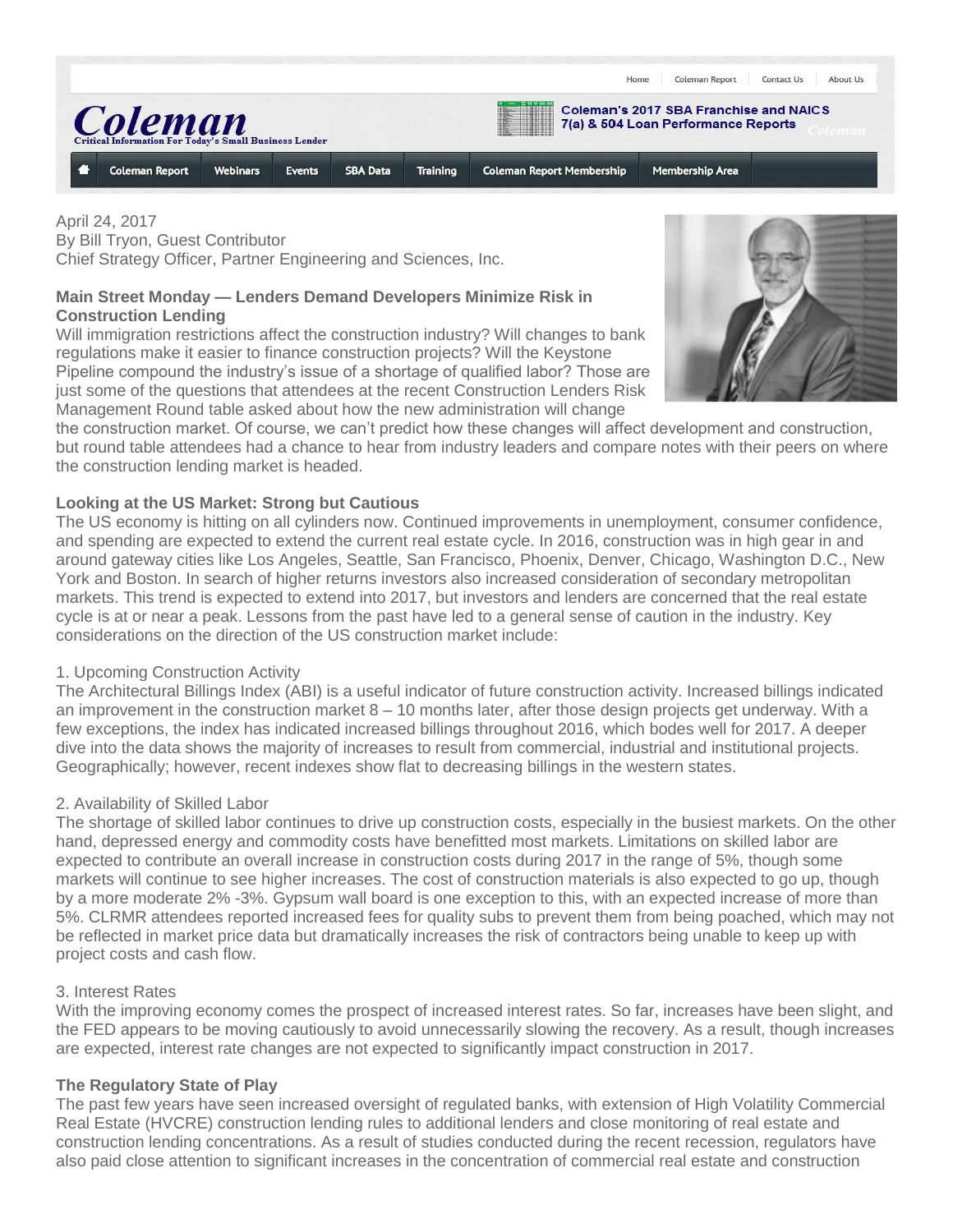April 24, 2017
By Bill Tryon, Guest Contributor
Chief Strategy Officer, Partner Engineering and Sciences, Inc.

**Main Street Monday — Lenders Demand Developers Minimize Risk in Construction Lending**

Will immigration restrictions affect the construction industry? Will changes to bank regulations make it easier to finance construction projects? Will the Keystone Pipeline compound the industry's issue of a shortage of qualified labor? Those are just some of the questions that attendees at the recent Construction Lenders Risk Management Round table asked about how the new administration will change the construction market. Of course, we can't predict how these changes will affect development and construction, but round table attendees had a chance to hear from industry leaders and compare notes with their peers on where the construction lending market is headed.

**Looking at the US Market: Strong but Cautious**

The US economy is hitting on all cylinders now. Continued improvements in unemployment, consumer confidence, and spending are expected to extend the current real estate cycle. In 2016, construction was in high gear in and around gateway cities like Los Angeles, Seattle, San Francisco, Phoenix, Denver, Chicago, Washington D.C., New York and Boston. In search of higher returns investors also increased consideration of secondary metropolitan markets. This trend is expected to extend into 2017, but investors and lenders are concerned that the real estate cycle is at or near a peak. Lessons from the past have led to a general sense of caution in the industry. Key considerations on the direction of the US construction market include:

1. Upcoming Construction Activity

The Architectural Billings Index (ABI) is a useful indicator of future construction activity. Increased billings indicated an improvement in the construction market 8 – 10 months later, after those design projects get underway. With a few exceptions, the index has indicated increased billings throughout 2016, which bodes well for 2017. A deeper dive into the data shows the majority of increases to result from commercial, industrial and institutional projects. Geographically; however, recent indexes show flat to decreasing billings in the western states.

2. Availability of Skilled Labor

The shortage of skilled labor continues to drive up construction costs, especially in the busiest markets. On the other hand, depressed energy and commodity costs have benefitted most markets. Limitations on skilled labor are expected to contribute an overall increase in construction costs during 2017 in the range of 5%, though some markets will continue to see higher increases. The cost of construction materials is also expected to go up, though by a more moderate 2% -3%. Gypsum wall board is one exception to this, with an expected increase of more than 5%. CLRMR attendees reported increased fees for quality subs to prevent them from being poached, which may not be reflected in market price data but dramatically increases the risk of contractors being unable to keep up with project costs and cash flow.

3. Interest Rates

With the improving economy comes the prospect of increased interest rates. So far, increases have been slight, and the FED appears to be moving cautiously to avoid unnecessarily slowing the recovery. As a result, though increases are expected, interest rate changes are not expected to significantly impact construction in 2017.

**The Regulatory State of Play**

The past few years have seen increased oversight of regulated banks, with extension of High Volatility Commercial Real Estate (HVCRE) construction lending rules to additional lenders and close monitoring of real estate and construction lending concentrations. As a result of studies conducted during the recent recession, regulators have also paid close attention to significant increases in the concentration of commercial real estate and construction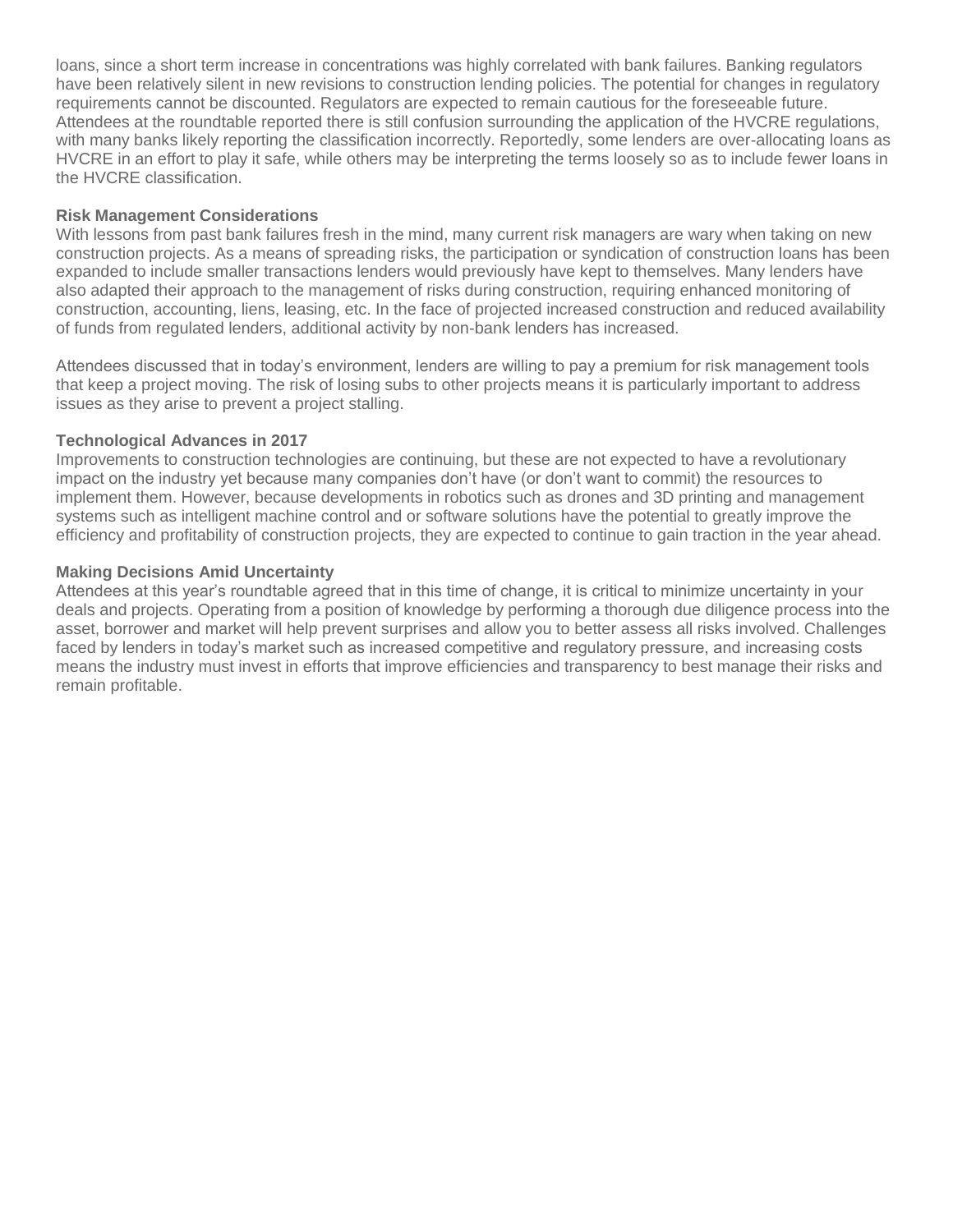loans, since a short term increase in concentrations was highly correlated with bank failures. Banking regulators have been relatively silent in new revisions to construction lending policies. The potential for changes in regulatory requirements cannot be discounted. Regulators are expected to remain cautious for the foreseeable future. Attendees at the roundtable reported there is still confusion surrounding the application of the HVCRE regulations, with many banks likely reporting the classification incorrectly. Reportedly, some lenders are over-allocating loans as HVCRE in an effort to play it safe, while others may be interpreting the terms loosely so as to include fewer loans in the HVCRE classification.

**Risk Management Considerations**

With lessons from past bank failures fresh in the mind, many current risk managers are wary when taking on new construction projects. As a means of spreading risks, the participation or syndication of construction loans has been expanded to include smaller transactions lenders would previously have kept to themselves. Many lenders have also adapted their approach to the management of risks during construction, requiring enhanced monitoring of construction, accounting, liens, leasing, etc. In the face of projected increased construction and reduced availability of funds from regulated lenders, additional activity by non-bank lenders has increased.

Attendees discussed that in today's environment, lenders are willing to pay a premium for risk management tools that keep a project moving. The risk of losing subs to other projects means it is particularly important to address issues as they arise to prevent a project stalling.

**Technological Advances in 2017**

Improvements to construction technologies are continuing, but these are not expected to have a revolutionary impact on the industry yet because many companies don't have (or don't want to commit) the resources to implement them. However, because developments in robotics such as drones and 3D printing and management systems such as intelligent machine control and or software solutions have the potential to greatly improve the efficiency and profitability of construction projects, they are expected to continue to gain traction in the year ahead.

**Making Decisions Amid Uncertainty**

Attendees at this year's roundtable agreed that in this time of change, it is critical to minimize uncertainty in your deals and projects. Operating from a position of knowledge by performing a thorough due diligence process into the asset, borrower and market will help prevent surprises and allow you to better assess all risks involved. Challenges faced by lenders in today's market such as increased competitive and regulatory pressure, and increasing costs means the industry must invest in efforts that improve efficiencies and transparency to best manage their risks and remain profitable.